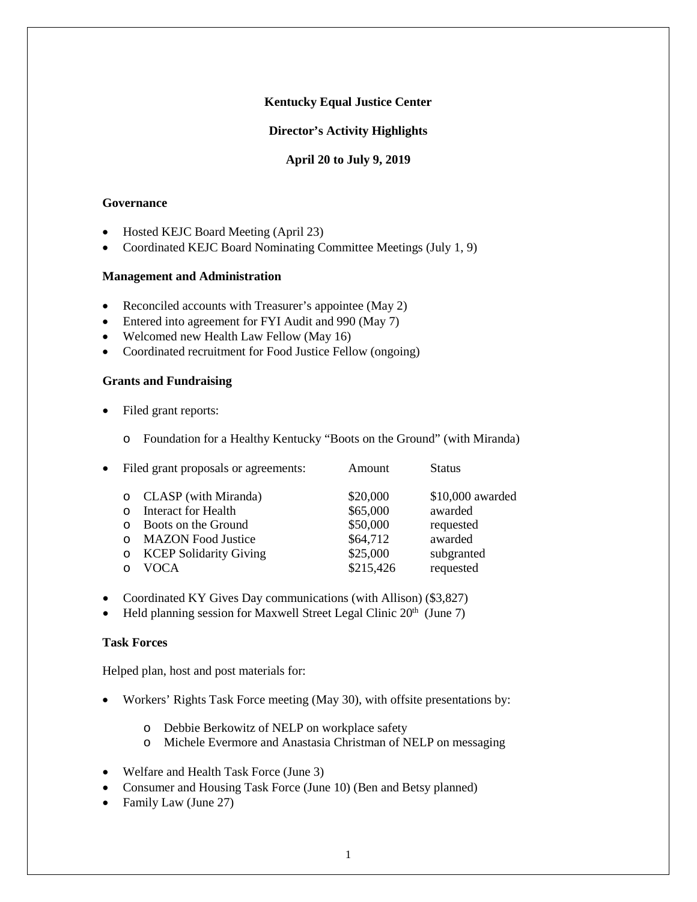**Kentucky Equal Justice Center**

**Director's Activity Highlights**

**April 20 to July 9, 2019**

**Governance**

- Hosted KEJC Board Meeting (April 23)
- Coordinated KEJC Board Nominating Committee Meetings (July 1, 9)

**Management and Administration**

- Reconciled accounts with Treasurer's appointee (May 2)
- Entered into agreement for FYI Audit and 990 (May 7)
- Welcomed new Health Law Fellow (May 16)
- Coordinated recruitment for Food Justice Fellow (ongoing)

**Grants and Fundraising**

- Filed grant reports:
  - Foundation for a Healthy Kentucky "Boots on the Ground" (with Miranda)
- Filed grant proposals or agreements:

| | Amount | Status |
|---|---|---|
| CLASP (with Miranda) | \$20,000 | \$10,000 awarded |
| Interact for Health | \$65,000 | awarded |
| Boots on the Ground | \$50,000 | requested |
| MAZON Food Justice | \$64,712 | awarded |
| KCEP Solidarity Giving | \$25,000 | subgranted |
| VOCA | \$215,426 | requested |

- Coordinated KY Gives Day communications (with Allison) (\$3,827)
- Held planning session for Maxwell Street Legal Clinic 20th (June 7)

**Task Forces**

Helped plan, host and post materials for:

- Workers' Rights Task Force meeting (May 30), with offsite presentations by:
  - Debbie Berkowitz of NELP on workplace safety
  - Michele Evermore and Anastasia Christman of NELP on messaging
- Welfare and Health Task Force (June 3)
- Consumer and Housing Task Force (June 10) (Ben and Betsy planned)
- Family Law (June 27)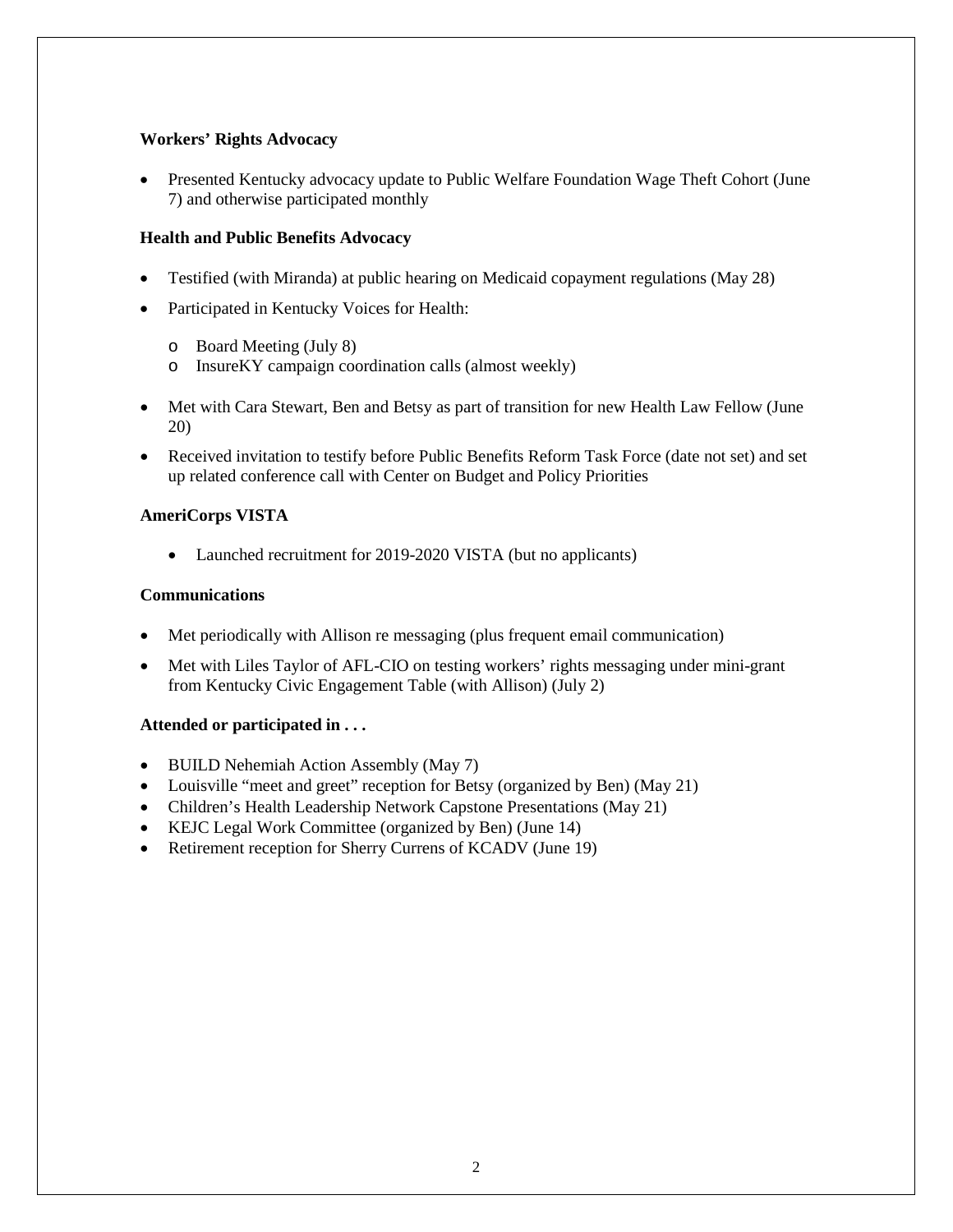**Workers' Rights Advocacy**

- Presented Kentucky advocacy update to Public Welfare Foundation Wage Theft Cohort (June 7) and otherwise participated monthly

**Health and Public Benefits Advocacy**

- Testified (with Miranda) at public hearing on Medicaid copayment regulations (May 28)
- Participated in Kentucky Voices for Health:
  - Board Meeting (July 8)
  - InsureKY campaign coordination calls (almost weekly)
- Met with Cara Stewart, Ben and Betsy as part of transition for new Health Law Fellow (June 20)
- Received invitation to testify before Public Benefits Reform Task Force (date not set) and set up related conference call with Center on Budget and Policy Priorities

**AmeriCorps VISTA**

- Launched recruitment for 2019-2020 VISTA (but no applicants)

**Communications**

- Met periodically with Allison re messaging (plus frequent email communication)
- Met with Liles Taylor of AFL-CIO on testing workers' rights messaging under mini-grant from Kentucky Civic Engagement Table (with Allison) (July 2)

**Attended or participated in . . .**

- BUILD Nehemiah Action Assembly (May 7)
- Louisville "meet and greet" reception for Betsy (organized by Ben) (May 21)
- Children's Health Leadership Network Capstone Presentations (May 21)
- KEJC Legal Work Committee (organized by Ben) (June 14)
- Retirement reception for Sherry Currens of KCADV (June 19)